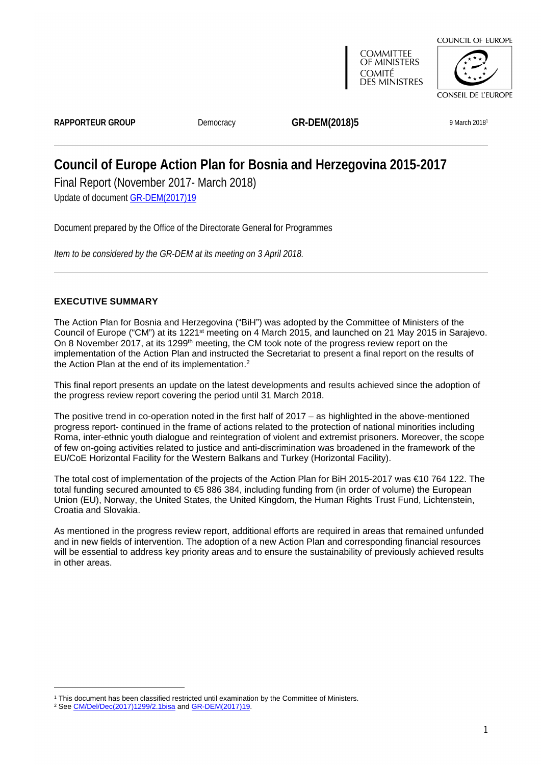COMMITTEE OF MINISTERS
COMITÉ DES MINISTRES

COUNCIL OF EUROPE
CONSEIL DE L'EUROPE

**RAPPORTEUR GROUP** Democracy **GR-DEM(2018)5** 9 March 2018[1]

# Council of Europe Action Plan for Bosnia and Herzegovina 2015-2017

Final Report (November 2017- March 2018)

Update of document [GR-DEM(2017)19]

Document prepared by the Office of the Directorate General for Programmes

*Item to be considered by the GR-DEM at its meeting on 3 April 2018.*

## EXECUTIVE SUMMARY

The Action Plan for Bosnia and Herzegovina ("BiH") was adopted by the Committee of Ministers of the Council of Europe ("CM") at its 1221st meeting on 4 March 2015, and launched on 21 May 2015 in Sarajevo. On 8 November 2017, at its 1299th meeting, the CM took note of the progress review report on the implementation of the Action Plan and instructed the Secretariat to present a final report on the results of the Action Plan at the end of its implementation.[2]

This final report presents an update on the latest developments and results achieved since the adoption of the progress review report covering the period until 31 March 2018.

The positive trend in co-operation noted in the first half of 2017 – as highlighted in the above-mentioned progress report- continued in the frame of actions related to the protection of national minorities including Roma, inter-ethnic youth dialogue and reintegration of violent and extremist prisoners. Moreover, the scope of few on-going activities related to justice and anti-discrimination was broadened in the framework of the EU/CoE Horizontal Facility for the Western Balkans and Turkey (Horizontal Facility).

The total cost of implementation of the projects of the Action Plan for BiH 2015-2017 was €10 764 122. The total funding secured amounted to €5 886 384, including funding from (in order of volume) the European Union (EU), Norway, the United States, the United Kingdom, the Human Rights Trust Fund, Lichtenstein, Croatia and Slovakia.

As mentioned in the progress review report, additional efforts are required in areas that remained unfunded and in new fields of intervention. The adoption of a new Action Plan and corresponding financial resources will be essential to address key priority areas and to ensure the sustainability of previously achieved results in other areas.

---

[1] This document has been classified restricted until examination by the Committee of Ministers.

[2] See [CM/Del/Dec(2017)1299/2.1bisa] and [GR-DEM(2017)19].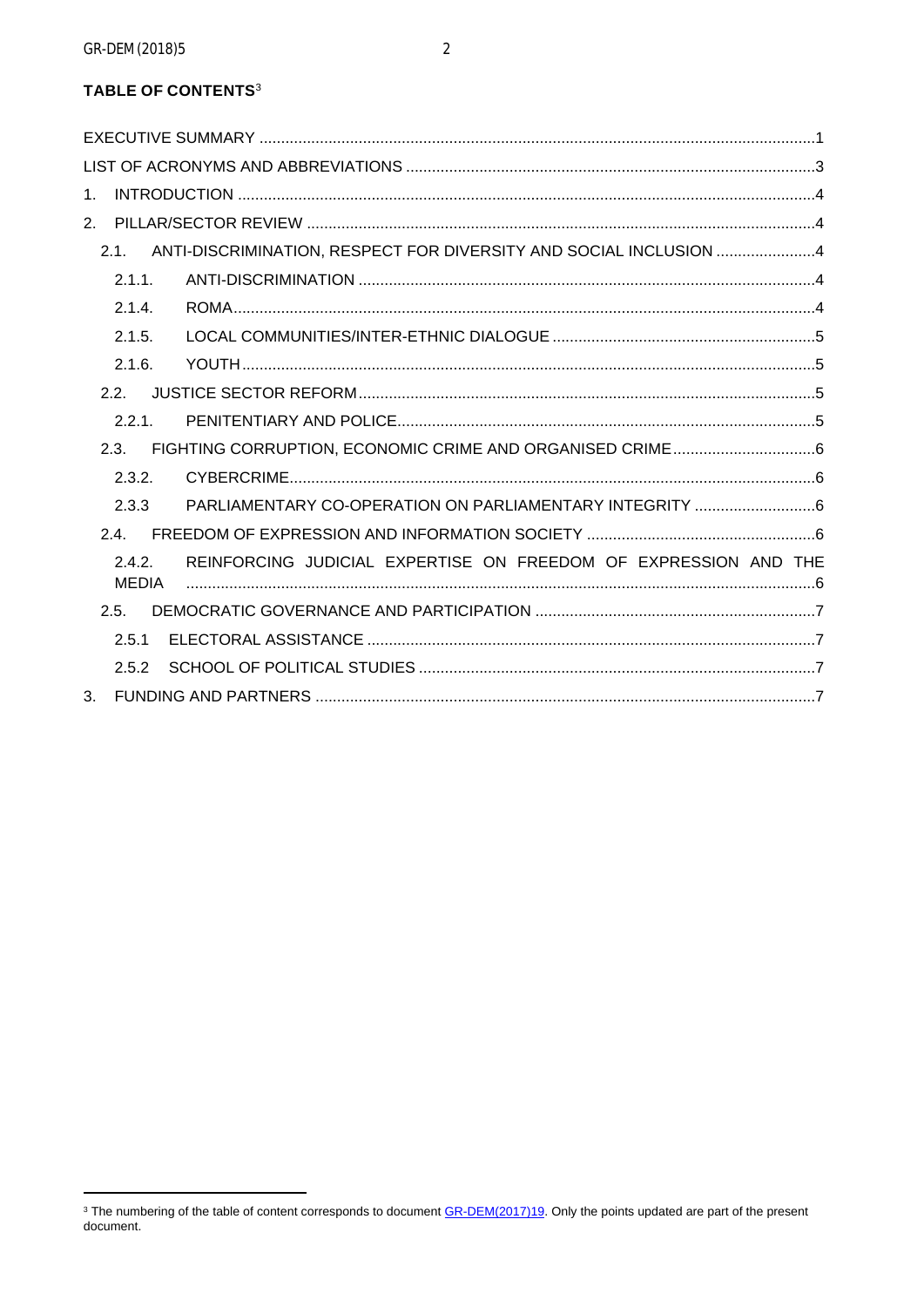**TABLE OF CONTENTS**[3]

EXECUTIVE SUMMARY ...1

LIST OF ACRONYMS AND ABBREVIATIONS ...3

1. INTRODUCTION ...4

2. PILLAR/SECTOR REVIEW ...4

   2.1. ANTI-DISCRIMINATION, RESPECT FOR DIVERSITY AND SOCIAL INCLUSION ...4

      2.1.1. ANTI-DISCRIMINATION ...4

      2.1.4. ROMA...4

      2.1.5. LOCAL COMMUNITIES/INTER-ETHNIC DIALOGUE ...5

      2.1.6. YOUTH...5

   2.2. JUSTICE SECTOR REFORM...5

      2.2.1. PENITENTIARY AND POLICE...5

   2.3. FIGHTING CORRUPTION, ECONOMIC CRIME AND ORGANISED CRIME...6

      2.3.2. CYBERCRIME...6

      2.3.3 PARLIAMENTARY CO-OPERATION ON PARLIAMENTARY INTEGRITY ...6

   2.4. FREEDOM OF EXPRESSION AND INFORMATION SOCIETY ...6

      2.4.2. REINFORCING JUDICIAL EXPERTISE ON FREEDOM OF EXPRESSION AND THE MEDIA ...6

   2.5. DEMOCRATIC GOVERNANCE AND PARTICIPATION ...7

      2.5.1 ELECTORAL ASSISTANCE ...7

      2.5.2 SCHOOL OF POLITICAL STUDIES ...7

3. FUNDING AND PARTNERS ...7

---

[3] The numbering of the table of content corresponds to document GR-DEM(2017)19. Only the points updated are part of the present document.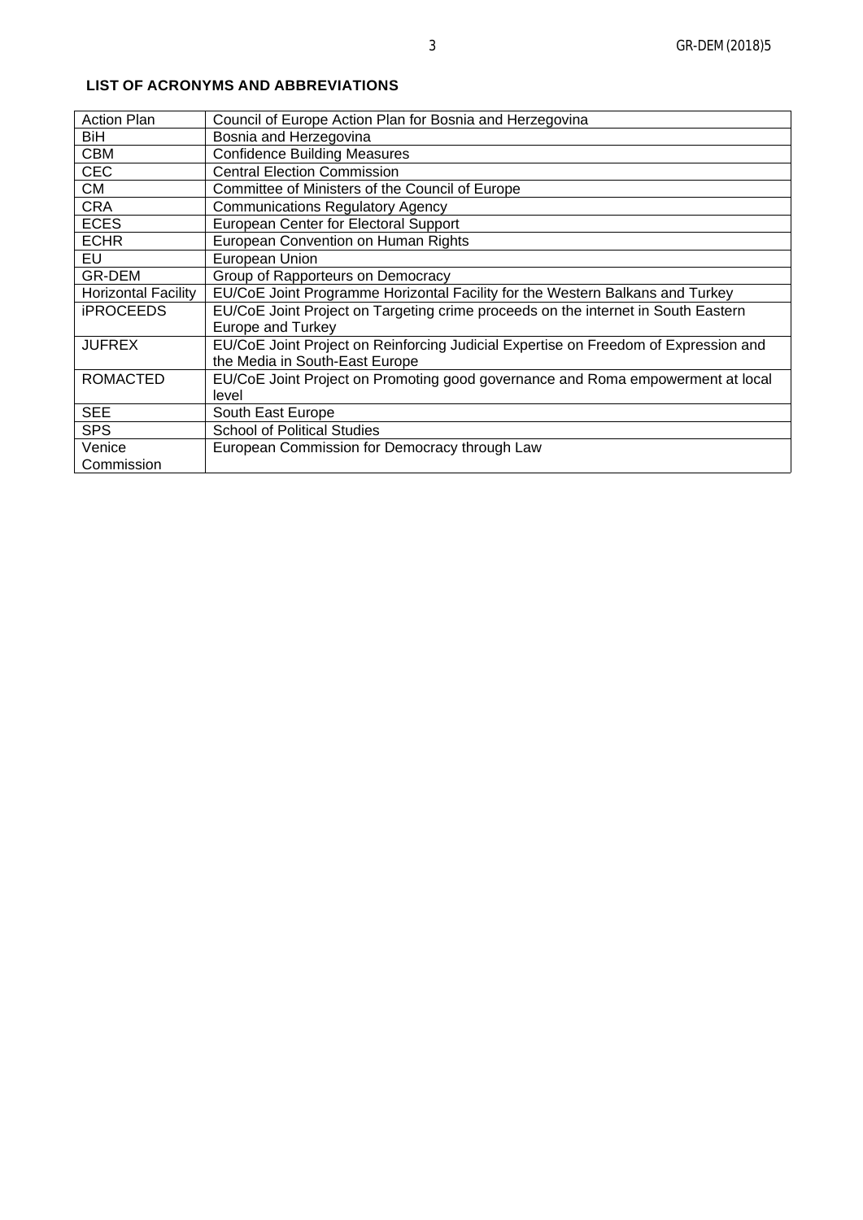**LIST OF ACRONYMS AND ABBREVIATIONS**

| | |
|---|---|
| Action Plan | Council of Europe Action Plan for Bosnia and Herzegovina |
| BiH | Bosnia and Herzegovina |
| CBM | Confidence Building Measures |
| CEC | Central Election Commission |
| CM | Committee of Ministers of the Council of Europe |
| CRA | Communications Regulatory Agency |
| ECES | European Center for Electoral Support |
| ECHR | European Convention on Human Rights |
| EU | European Union |
| GR-DEM | Group of Rapporteurs on Democracy |
| Horizontal Facility | EU/CoE Joint Programme Horizontal Facility for the Western Balkans and Turkey |
| iPROCEEDS | EU/CoE Joint Project on Targeting crime proceeds on the internet in South Eastern Europe and Turkey |
| JUFREX | EU/CoE Joint Project on Reinforcing Judicial Expertise on Freedom of Expression and the Media in South-East Europe |
| ROMACTED | EU/CoE Joint Project on Promoting good governance and Roma empowerment at local level |
| SEE | South East Europe |
| SPS | School of Political Studies |
| Venice Commission | European Commission for Democracy through Law |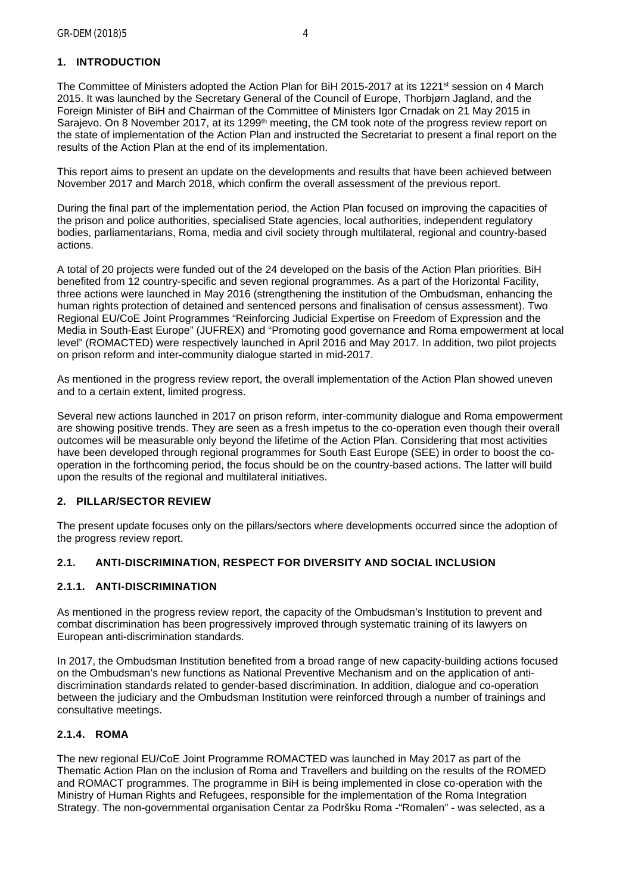## 1. INTRODUCTION

The Committee of Ministers adopted the Action Plan for BiH 2015-2017 at its 1221st session on 4 March 2015. It was launched by the Secretary General of the Council of Europe, Thorbjørn Jagland, and the Foreign Minister of BiH and Chairman of the Committee of Ministers Igor Crnadak on 21 May 2015 in Sarajevo. On 8 November 2017, at its 1299th meeting, the CM took note of the progress review report on the state of implementation of the Action Plan and instructed the Secretariat to present a final report on the results of the Action Plan at the end of its implementation.

This report aims to present an update on the developments and results that have been achieved between November 2017 and March 2018, which confirm the overall assessment of the previous report.

During the final part of the implementation period, the Action Plan focused on improving the capacities of the prison and police authorities, specialised State agencies, local authorities, independent regulatory bodies, parliamentarians, Roma, media and civil society through multilateral, regional and country-based actions.

A total of 20 projects were funded out of the 24 developed on the basis of the Action Plan priorities. BiH benefited from 12 country-specific and seven regional programmes. As a part of the Horizontal Facility, three actions were launched in May 2016 (strengthening the institution of the Ombudsman, enhancing the human rights protection of detained and sentenced persons and finalisation of census assessment). Two Regional EU/CoE Joint Programmes "Reinforcing Judicial Expertise on Freedom of Expression and the Media in South-East Europe" (JUFREX) and "Promoting good governance and Roma empowerment at local level" (ROMACTED) were respectively launched in April 2016 and May 2017. In addition, two pilot projects on prison reform and inter-community dialogue started in mid-2017.

As mentioned in the progress review report, the overall implementation of the Action Plan showed uneven and to a certain extent, limited progress.

Several new actions launched in 2017 on prison reform, inter-community dialogue and Roma empowerment are showing positive trends. They are seen as a fresh impetus to the co-operation even though their overall outcomes will be measurable only beyond the lifetime of the Action Plan. Considering that most activities have been developed through regional programmes for South East Europe (SEE) in order to boost the co-operation in the forthcoming period, the focus should be on the country-based actions. The latter will build upon the results of the regional and multilateral initiatives.

## 2. PILLAR/SECTOR REVIEW

The present update focuses only on the pillars/sectors where developments occurred since the adoption of the progress review report.

### 2.1. ANTI-DISCRIMINATION, RESPECT FOR DIVERSITY AND SOCIAL INCLUSION

#### 2.1.1. ANTI-DISCRIMINATION

As mentioned in the progress review report, the capacity of the Ombudsman's Institution to prevent and combat discrimination has been progressively improved through systematic training of its lawyers on European anti-discrimination standards.

In 2017, the Ombudsman Institution benefited from a broad range of new capacity-building actions focused on the Ombudsman's new functions as National Preventive Mechanism and on the application of anti-discrimination standards related to gender-based discrimination. In addition, dialogue and co-operation between the judiciary and the Ombudsman Institution were reinforced through a number of trainings and consultative meetings.

#### 2.1.4. ROMA

The new regional EU/CoE Joint Programme ROMACTED was launched in May 2017 as part of the Thematic Action Plan on the inclusion of Roma and Travellers and building on the results of the ROMED and ROMACT programmes. The programme in BiH is being implemented in close co-operation with the Ministry of Human Rights and Refugees, responsible for the implementation of the Roma Integration Strategy. The non-governmental organisation Centar za Podršku Roma -"Romalen" - was selected, as a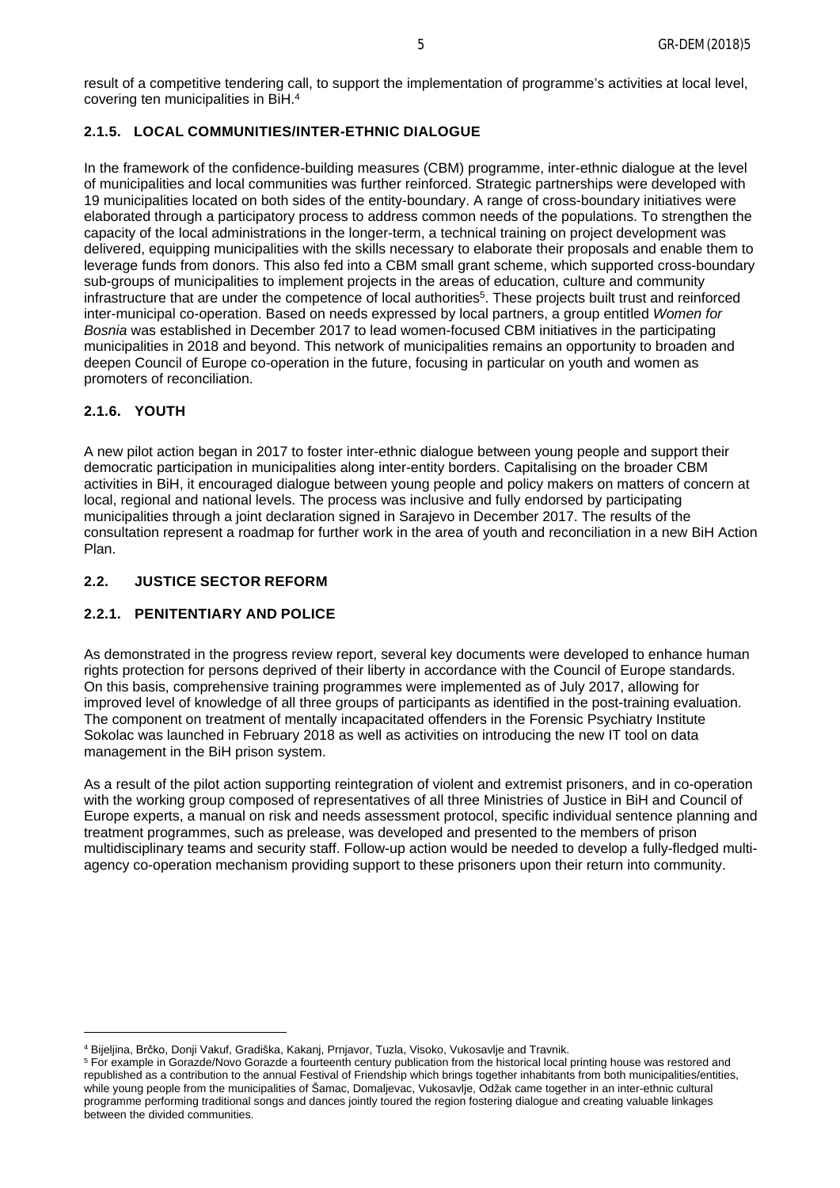result of a competitive tendering call, to support the implementation of programme's activities at local level, covering ten municipalities in BiH.[4]

### 2.1.5. LOCAL COMMUNITIES/INTER-ETHNIC DIALOGUE

In the framework of the confidence-building measures (CBM) programme, inter-ethnic dialogue at the level of municipalities and local communities was further reinforced. Strategic partnerships were developed with 19 municipalities located on both sides of the entity-boundary. A range of cross-boundary initiatives were elaborated through a participatory process to address common needs of the populations. To strengthen the capacity of the local administrations in the longer-term, a technical training on project development was delivered, equipping municipalities with the skills necessary to elaborate their proposals and enable them to leverage funds from donors. This also fed into a CBM small grant scheme, which supported cross-boundary sub-groups of municipalities to implement projects in the areas of education, culture and community infrastructure that are under the competence of local authorities[5]. These projects built trust and reinforced inter-municipal co-operation. Based on needs expressed by local partners, a group entitled *Women for Bosnia* was established in December 2017 to lead women-focused CBM initiatives in the participating municipalities in 2018 and beyond. This network of municipalities remains an opportunity to broaden and deepen Council of Europe co-operation in the future, focusing in particular on youth and women as promoters of reconciliation.

### 2.1.6. YOUTH

A new pilot action began in 2017 to foster inter-ethnic dialogue between young people and support their democratic participation in municipalities along inter-entity borders. Capitalising on the broader CBM activities in BiH, it encouraged dialogue between young people and policy makers on matters of concern at local, regional and national levels. The process was inclusive and fully endorsed by participating municipalities through a joint declaration signed in Sarajevo in December 2017. The results of the consultation represent a roadmap for further work in the area of youth and reconciliation in a new BiH Action Plan.

## 2.2. JUSTICE SECTOR REFORM

### 2.2.1. PENITENTIARY AND POLICE

As demonstrated in the progress review report, several key documents were developed to enhance human rights protection for persons deprived of their liberty in accordance with the Council of Europe standards. On this basis, comprehensive training programmes were implemented as of July 2017, allowing for improved level of knowledge of all three groups of participants as identified in the post-training evaluation. The component on treatment of mentally incapacitated offenders in the Forensic Psychiatry Institute Sokolac was launched in February 2018 as well as activities on introducing the new IT tool on data management in the BiH prison system.

As a result of the pilot action supporting reintegration of violent and extremist prisoners, and in co-operation with the working group composed of representatives of all three Ministries of Justice in BiH and Council of Europe experts, a manual on risk and needs assessment protocol, specific individual sentence planning and treatment programmes, such as prelease, was developed and presented to the members of prison multidisciplinary teams and security staff. Follow-up action would be needed to develop a fully-fledged multi-agency co-operation mechanism providing support to these prisoners upon their return into community.

---

[4] Bijeljina, Brčko, Donji Vakuf, Gradiška, Kakanj, Prnjavor, Tuzla, Visoko, Vukosavlje and Travnik.

[5] For example in Gorazde/Novo Gorazde a fourteenth century publication from the historical local printing house was restored and republished as a contribution to the annual Festival of Friendship which brings together inhabitants from both municipalities/entities, while young people from the municipalities of Šamac, Domaljevac, Vukosavlje, Odžak came together in an inter-ethnic cultural programme performing traditional songs and dances jointly toured the region fostering dialogue and creating valuable linkages between the divided communities.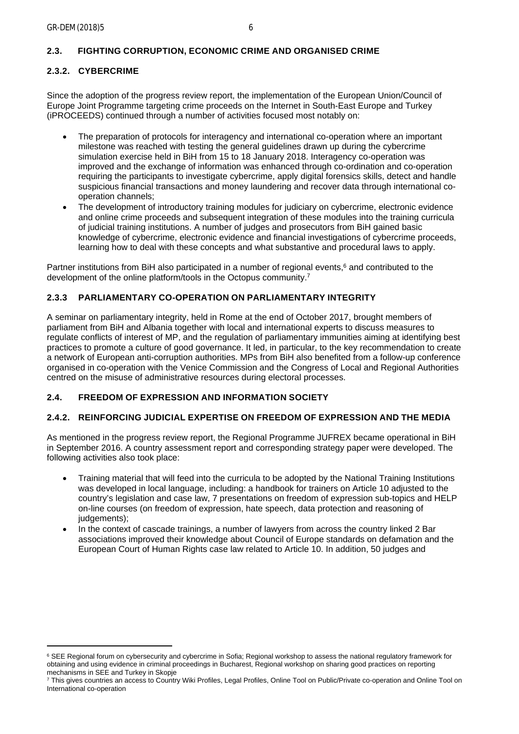## 2.3. FIGHTING CORRUPTION, ECONOMIC CRIME AND ORGANISED CRIME

### 2.3.2. CYBERCRIME

Since the adoption of the progress review report, the implementation of the European Union/Council of Europe Joint Programme targeting crime proceeds on the Internet in South-East Europe and Turkey (iPROCEEDS) continued through a number of activities focused most notably on:

- The preparation of protocols for interagency and international co-operation where an important milestone was reached with testing the general guidelines drawn up during the cybercrime simulation exercise held in BiH from 15 to 18 January 2018. Interagency co-operation was improved and the exchange of information was enhanced through co-ordination and co-operation requiring the participants to investigate cybercrime, apply digital forensics skills, detect and handle suspicious financial transactions and money laundering and recover data through international co-operation channels;
- The development of introductory training modules for judiciary on cybercrime, electronic evidence and online crime proceeds and subsequent integration of these modules into the training curricula of judicial training institutions. A number of judges and prosecutors from BiH gained basic knowledge of cybercrime, electronic evidence and financial investigations of cybercrime proceeds, learning how to deal with these concepts and what substantive and procedural laws to apply.

Partner institutions from BiH also participated in a number of regional events,[6] and contributed to the development of the online platform/tools in the Octopus community.[7]

### 2.3.3 PARLIAMENTARY CO-OPERATION ON PARLIAMENTARY INTEGRITY

A seminar on parliamentary integrity, held in Rome at the end of October 2017, brought members of parliament from BiH and Albania together with local and international experts to discuss measures to regulate conflicts of interest of MP, and the regulation of parliamentary immunities aiming at identifying best practices to promote a culture of good governance. It led, in particular, to the key recommendation to create a network of European anti-corruption authorities. MPs from BiH also benefited from a follow-up conference organised in co-operation with the Venice Commission and the Congress of Local and Regional Authorities centred on the misuse of administrative resources during electoral processes.

## 2.4. FREEDOM OF EXPRESSION AND INFORMATION SOCIETY

### 2.4.2. REINFORCING JUDICIAL EXPERTISE ON FREEDOM OF EXPRESSION AND THE MEDIA

As mentioned in the progress review report, the Regional Programme JUFREX became operational in BiH in September 2016. A country assessment report and corresponding strategy paper were developed. The following activities also took place:

- Training material that will feed into the curricula to be adopted by the National Training Institutions was developed in local language, including: a handbook for trainers on Article 10 adjusted to the country's legislation and case law, 7 presentations on freedom of expression sub-topics and HELP on-line courses (on freedom of expression, hate speech, data protection and reasoning of judgements);
- In the context of cascade trainings, a number of lawyers from across the country linked 2 Bar associations improved their knowledge about Council of Europe standards on defamation and the European Court of Human Rights case law related to Article 10. In addition, 50 judges and

---

[6] SEE Regional forum on cybersecurity and cybercrime in Sofia; Regional workshop to assess the national regulatory framework for obtaining and using evidence in criminal proceedings in Bucharest, Regional workshop on sharing good practices on reporting mechanisms in SEE and Turkey in Skopje

[7] This gives countries an access to Country Wiki Profiles, Legal Profiles, Online Tool on Public/Private co-operation and Online Tool on International co-operation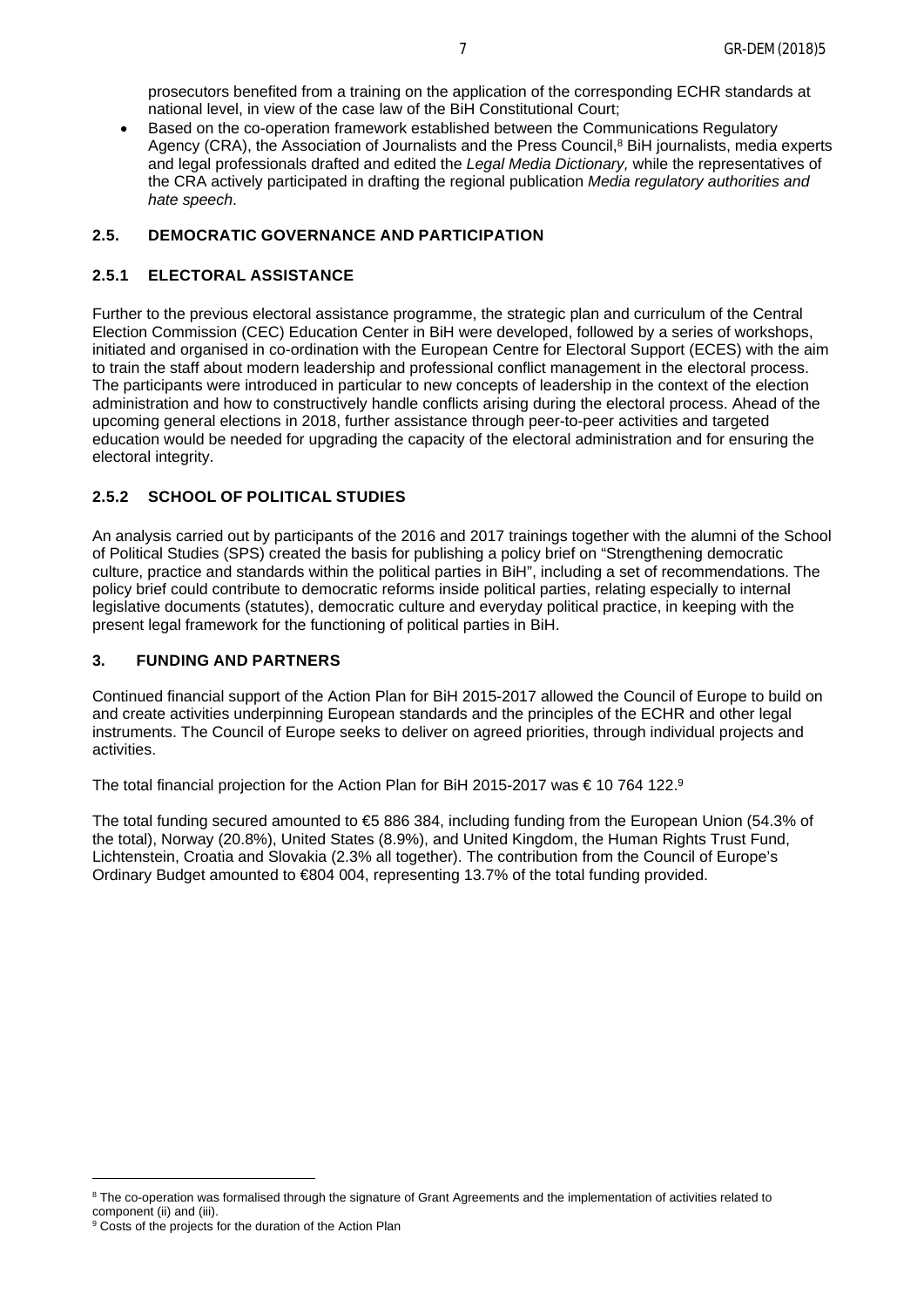prosecutors benefited from a training on the application of the corresponding ECHR standards at national level, in view of the case law of the BiH Constitutional Court;

- Based on the co-operation framework established between the Communications Regulatory Agency (CRA), the Association of Journalists and the Press Council,[8] BiH journalists, media experts and legal professionals drafted and edited the *Legal Media Dictionary,* while the representatives of the CRA actively participated in drafting the regional publication *Media regulatory authorities and hate speech*.

### 2.5. DEMOCRATIC GOVERNANCE AND PARTICIPATION

#### 2.5.1 ELECTORAL ASSISTANCE

Further to the previous electoral assistance programme, the strategic plan and curriculum of the Central Election Commission (CEC) Education Center in BiH were developed, followed by a series of workshops, initiated and organised in co-ordination with the European Centre for Electoral Support (ECES) with the aim to train the staff about modern leadership and professional conflict management in the electoral process. The participants were introduced in particular to new concepts of leadership in the context of the election administration and how to constructively handle conflicts arising during the electoral process. Ahead of the upcoming general elections in 2018, further assistance through peer-to-peer activities and targeted education would be needed for upgrading the capacity of the electoral administration and for ensuring the electoral integrity.

#### 2.5.2 SCHOOL OF POLITICAL STUDIES

An analysis carried out by participants of the 2016 and 2017 trainings together with the alumni of the School of Political Studies (SPS) created the basis for publishing a policy brief on "Strengthening democratic culture, practice and standards within the political parties in BiH", including a set of recommendations. The policy brief could contribute to democratic reforms inside political parties, relating especially to internal legislative documents (statutes), democratic culture and everyday political practice, in keeping with the present legal framework for the functioning of political parties in BiH.

## 3. FUNDING AND PARTNERS

Continued financial support of the Action Plan for BiH 2015-2017 allowed the Council of Europe to build on and create activities underpinning European standards and the principles of the ECHR and other legal instruments. The Council of Europe seeks to deliver on agreed priorities, through individual projects and activities.

The total financial projection for the Action Plan for BiH 2015-2017 was € 10 764 122.[9]

The total funding secured amounted to €5 886 384, including funding from the European Union (54.3% of the total), Norway (20.8%), United States (8.9%), and United Kingdom, the Human Rights Trust Fund, Lichtenstein, Croatia and Slovakia (2.3% all together). The contribution from the Council of Europe's Ordinary Budget amounted to €804 004, representing 13.7% of the total funding provided.

---

[8] The co-operation was formalised through the signature of Grant Agreements and the implementation of activities related to component (ii) and (iii).

[9] Costs of the projects for the duration of the Action Plan